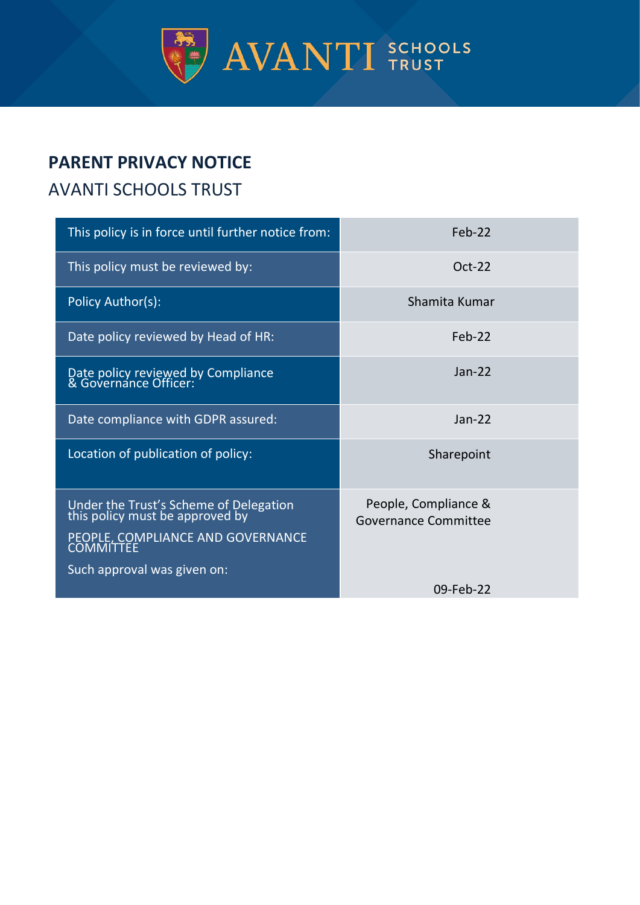AVANTI SCHOOLS TRUST

# PARENT PRIVACY NOTICE

## AVANTI SCHOOLS TRUST

| | |
|---|---|
| This policy is in force until further notice from: | Feb-22 |
| This policy must be reviewed by: | Oct-22 |
| Policy Author(s): | Shamita Kumar |
| Date policy reviewed by Head of HR: | Feb-22 |
| Date policy reviewed by Compliance & Governance Officer: | Jan-22 |
| Date compliance with GDPR assured: | Jan-22 |
| Location of publication of policy: | Sharepoint |
| Under the Trust's Scheme of Delegation this policy must be approved by PEOPLE, COMPLIANCE AND GOVERNANCE COMMITTEE Such approval was given on: | People, Compliance & Governance Committee 09-Feb-22 |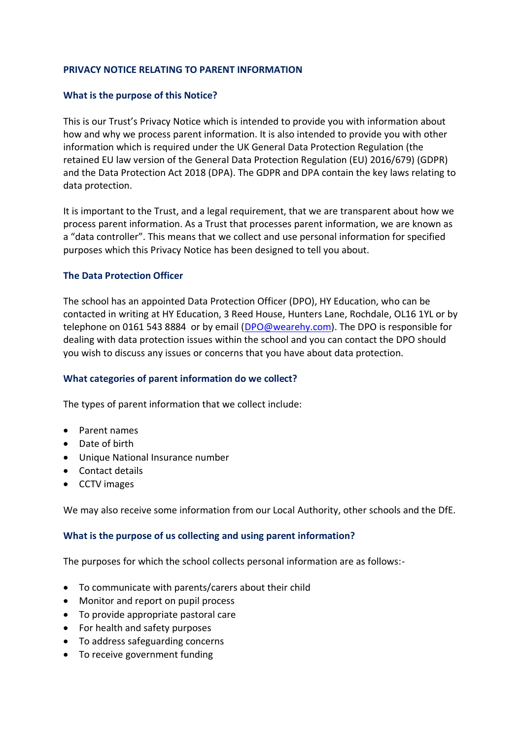# PRIVACY NOTICE RELATING TO PARENT INFORMATION

## What is the purpose of this Notice?

This is our Trust's Privacy Notice which is intended to provide you with information about how and why we process parent information. It is also intended to provide you with other information which is required under the UK General Data Protection Regulation (the retained EU law version of the General Data Protection Regulation (EU) 2016/679) (GDPR) and the Data Protection Act 2018 (DPA). The GDPR and DPA contain the key laws relating to data protection.

It is important to the Trust, and a legal requirement, that we are transparent about how we process parent information. As a Trust that processes parent information, we are known as a "data controller". This means that we collect and use personal information for specified purposes which this Privacy Notice has been designed to tell you about.

## The Data Protection Officer

The school has an appointed Data Protection Officer (DPO), HY Education, who can be contacted in writing at HY Education, 3 Reed House, Hunters Lane, Rochdale, OL16 1YL or by telephone on 0161 543 8884 or by email (DPO@wearehy.com). The DPO is responsible for dealing with data protection issues within the school and you can contact the DPO should you wish to discuss any issues or concerns that you have about data protection.

## What categories of parent information do we collect?

The types of parent information that we collect include:

- Parent names
- Date of birth
- Unique National Insurance number
- Contact details
- CCTV images

We may also receive some information from our Local Authority, other schools and the DfE.

## What is the purpose of us collecting and using parent information?

The purposes for which the school collects personal information are as follows:-

- To communicate with parents/carers about their child
- Monitor and report on pupil process
- To provide appropriate pastoral care
- For health and safety purposes
- To address safeguarding concerns
- To receive government funding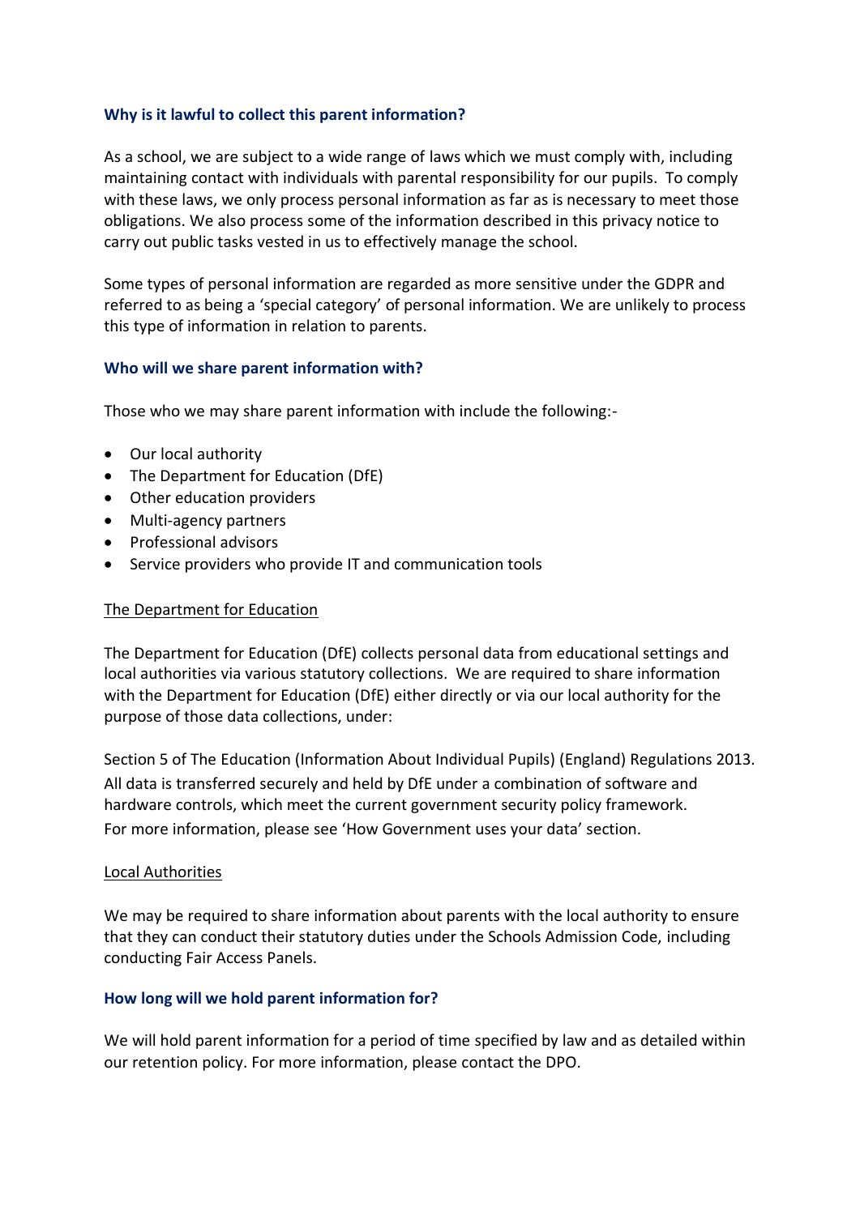### Why is it lawful to collect this parent information?

As a school, we are subject to a wide range of laws which we must comply with, including maintaining contact with individuals with parental responsibility for our pupils. To comply with these laws, we only process personal information as far as is necessary to meet those obligations. We also process some of the information described in this privacy notice to carry out public tasks vested in us to effectively manage the school.

Some types of personal information are regarded as more sensitive under the GDPR and referred to as being a 'special category' of personal information. We are unlikely to process this type of information in relation to parents.

### Who will we share parent information with?

Those who we may share parent information with include the following:-

- Our local authority
- The Department for Education (DfE)
- Other education providers
- Multi-agency partners
- Professional advisors
- Service providers who provide IT and communication tools

<u>The Department for Education</u>

The Department for Education (DfE) collects personal data from educational settings and local authorities via various statutory collections. We are required to share information with the Department for Education (DfE) either directly or via our local authority for the purpose of those data collections, under:

Section 5 of The Education (Information About Individual Pupils) (England) Regulations 2013. All data is transferred securely and held by DfE under a combination of software and hardware controls, which meet the current government security policy framework. For more information, please see 'How Government uses your data' section.

<u>Local Authorities</u>

We may be required to share information about parents with the local authority to ensure that they can conduct their statutory duties under the Schools Admission Code, including conducting Fair Access Panels.

### How long will we hold parent information for?

We will hold parent information for a period of time specified by law and as detailed within our retention policy. For more information, please contact the DPO.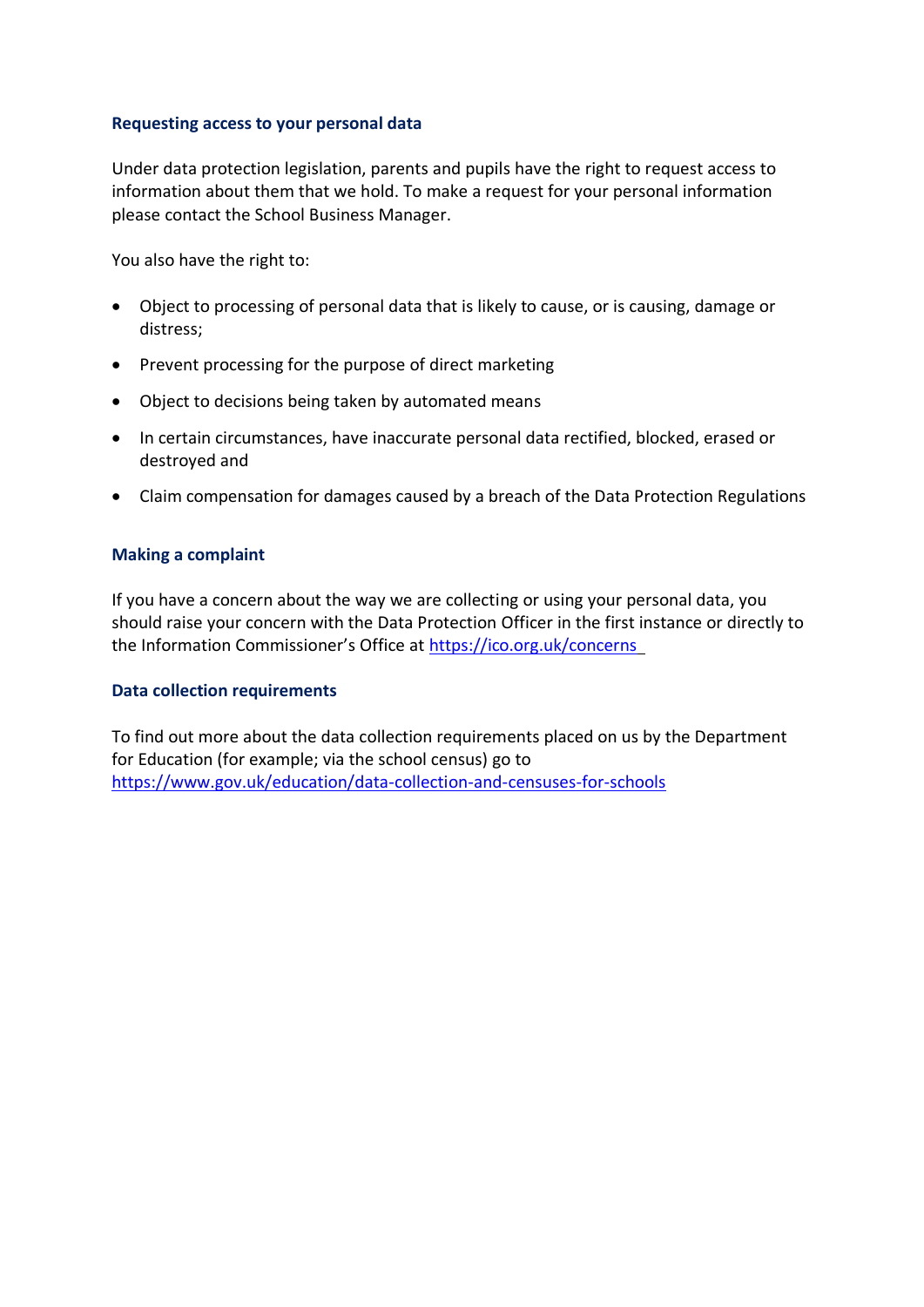## Requesting access to your personal data

Under data protection legislation, parents and pupils have the right to request access to information about them that we hold. To make a request for your personal information please contact the School Business Manager.

You also have the right to:

- Object to processing of personal data that is likely to cause, or is causing, damage or distress;
- Prevent processing for the purpose of direct marketing
- Object to decisions being taken by automated means
- In certain circumstances, have inaccurate personal data rectified, blocked, erased or destroyed and
- Claim compensation for damages caused by a breach of the Data Protection Regulations

## Making a complaint

If you have a concern about the way we are collecting or using your personal data, you should raise your concern with the Data Protection Officer in the first instance or directly to the Information Commissioner's Office at [https://ico.org.uk/concerns](https://ico.org.uk/concerns)

## Data collection requirements

To find out more about the data collection requirements placed on us by the Department for Education (for example; via the school census) go to [https://www.gov.uk/education/data-collection-and-censuses-for-schools](https://www.gov.uk/education/data-collection-and-censuses-for-schools)